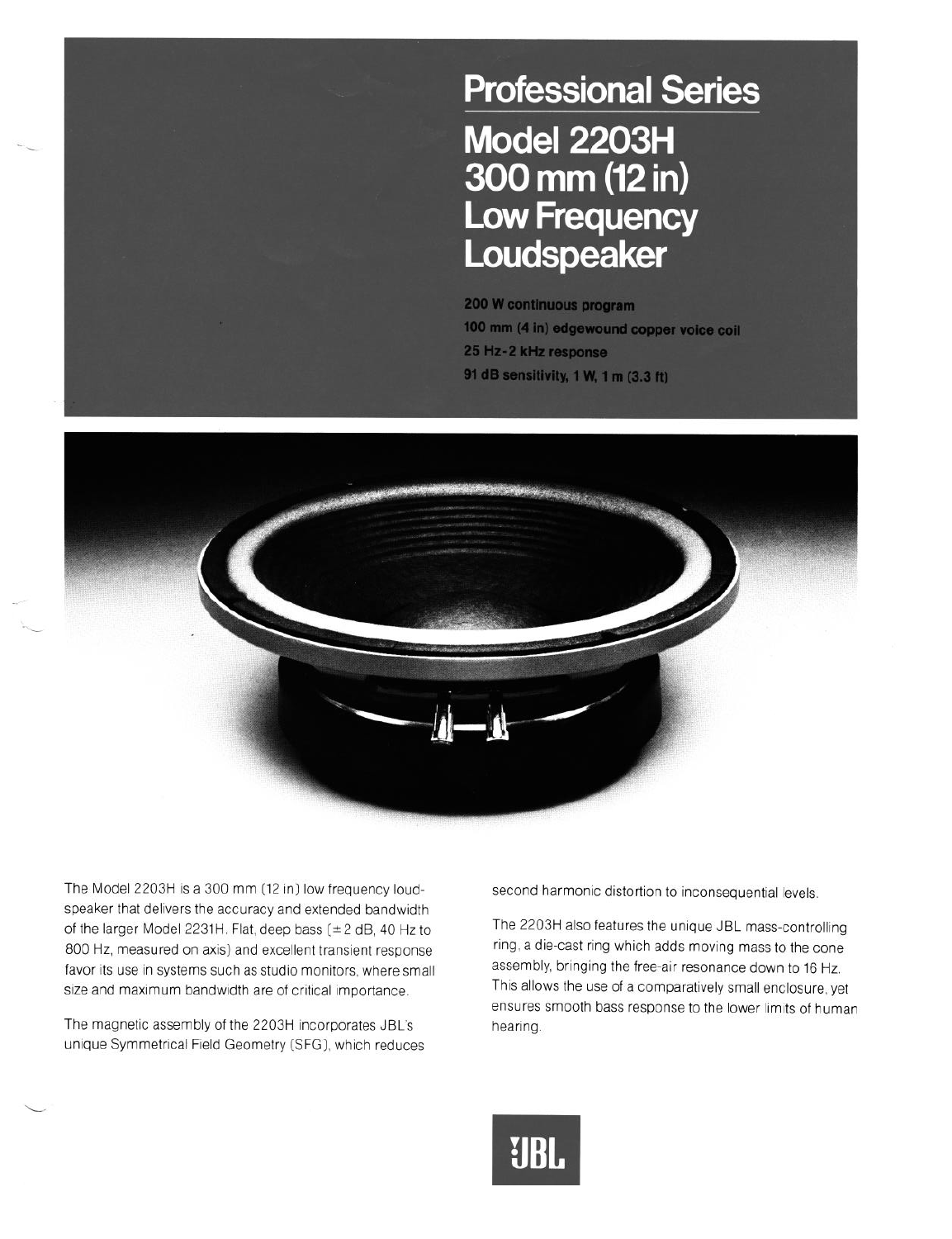# Professional Series

## Model 2203H 300 mm (12 in) Low Frequency Loudspeaker

**200 W continuous program**
**100 mm (4 in) edgewound copper voice coil**
**25 Hz-2 kHz response**
**91 dB sensitivity, 1 W, 1 m (3.3 ft)**

The Model 2203H is a 300 mm (12 in) low frequency loudspeaker that delivers the accuracy and extended bandwidth of the larger Model 2231H. Flat, deep bass (±2 dB, 40 Hz to 800 Hz, measured on axis) and excellent transient response favor its use in systems such as studio monitors, where small size and maximum bandwidth are of critical importance.

The magnetic assembly of the 2203H incorporates JBL's unique Symmetrical Field Geometry (SFG), which reduces second harmonic distortion to inconsequential levels.

The 2203H also features the unique JBL mass-controlling ring, a die-cast ring which adds moving mass to the cone assembly, bringing the free-air resonance down to 16 Hz. This allows the use of a comparatively small enclosure, yet ensures smooth bass response to the lower limits of human hearing.

JBL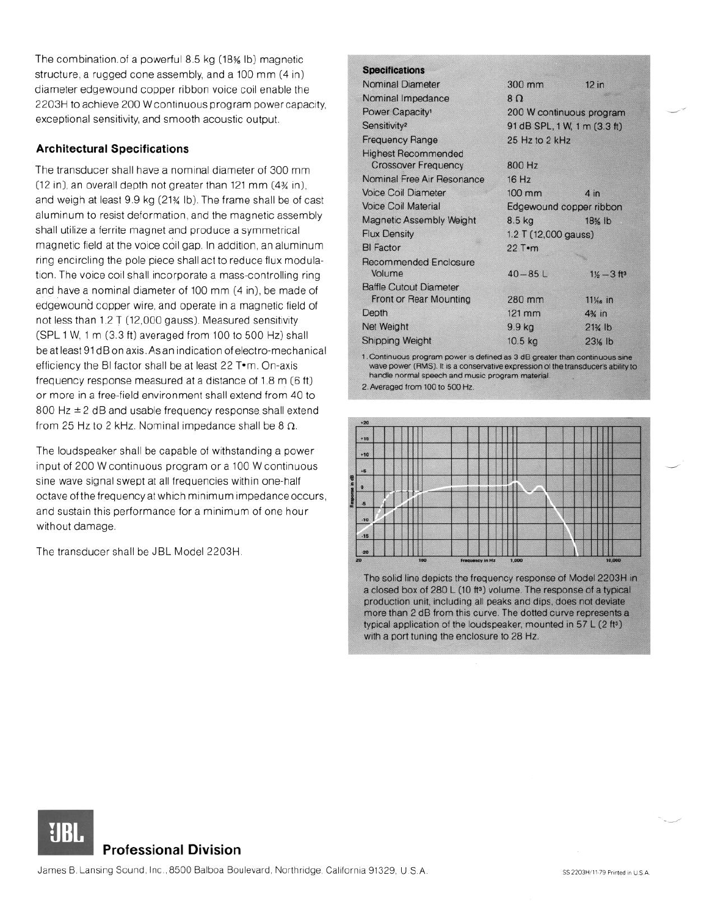The combination of a powerful 8.5 kg (18⅝ lb) magnetic structure, a rugged cone assembly, and a 100 mm (4 in) diameter edgewound copper ribbon voice coil enable the 2203H to achieve 200 W continuous program power capacity, exceptional sensitivity, and smooth acoustic output.

### Architectural Specifications

The transducer shall have a nominal diameter of 300 mm (12 in), an overall depth not greater than 121 mm (4¾ in), and weigh at least 9.9 kg (21¾ lb). The frame shall be of cast aluminum to resist deformation, and the magnetic assembly shall utilize a ferrite magnet and produce a symmetrical magnetic field at the voice coil gap. In addition, an aluminum ring encircling the pole piece shall act to reduce flux modulation. The voice coil shall incorporate a mass-controlling ring and have a nominal diameter of 100 mm (4 in), be made of edgewound copper wire, and operate in a magnetic field of not less than 1.2 T (12,000 gauss). Measured sensitivity (SPL 1 W, 1 m (3.3 ft) averaged from 100 to 500 Hz) shall be at least 91 dB on axis. As an indication of electro-mechanical efficiency the Bl factor shall be at least 22 T•m. On-axis frequency response measured at a distance of 1.8 m (6 ft) or more in a free-field environment shall extend from 40 to 800 Hz ± 2 dB and usable frequency response shall extend from 25 Hz to 2 kHz. Nominal impedance shall be 8 Ω.

The loudspeaker shall be capable of withstanding a power input of 200 W continuous program or a 100 W continuous sine wave signal swept at all frequencies within one-half octave of the frequency at which minimum impedance occurs, and sustain this performance for a minimum of one hour without damage.

The transducer shall be JBL Model 2203H.

### Specifications

| | | |
|---|---|---|
| Nominal Diameter | 300 mm | 12 in |
| Nominal Impedance | 8 Ω | |
| Power Capacity[1] | 200 W continuous program | |
| Sensitivity[2] | 91 dB SPL, 1 W, 1 m (3.3 ft) | |
| Frequency Range | 25 Hz to 2 kHz | |
| Highest Recommended Crossover Frequency | 800 Hz | |
| Nominal Free Air Resonance | 16 Hz | |
| Voice Coil Diameter | 100 mm | 4 in |
| Voice Coil Material | Edgewound copper ribbon | |
| Magnetic Assembly Weight | 8.5 kg | 18⅝ lb |
| Flux Density | 1.2 T (12,000 gauss) | |
| Bl Factor | 22 T•m | |
| Recommended Enclosure Volume | 40–85 L | 1½–3 ft³ |
| Baffle Cutout Diameter Front or Rear Mounting | 280 mm | 11$\frac{1}{16}$ in |
| Depth | 121 mm | 4¾ in |
| Net Weight | 9.9 kg | 21¾ lb |
| Shipping Weight | 10.5 kg | 23⅛ lb |

1. Continuous program power is defined as 3 dB greater than continuous sine wave power (RMS). It is a conservative expression of the transducer's ability to handle normal speech and music program material.
2. Averaged from 100 to 500 Hz.

Response in dB
+20
+15
+10
+5
0
-5
-10
-15
-20
20
100
Frequency in Hz
1,000
10,000

The solid line depicts the frequency response of Model 2203H in a closed box of 280 L (10 ft³) volume. The response of a typical production unit, including all peaks and dips, does not deviate more than 2 dB from this curve. The dotted curve represents a typical application of the loudspeaker, mounted in 57 L (2 ft³) with a port tuning the enclosure to 28 Hz.

**JBL Professional Division**

James B. Lansing Sound, Inc., 8500 Balboa Boulevard, Northridge, California 91329, U.S.A.

SS 2203H/11-79 Printed in U.S.A.